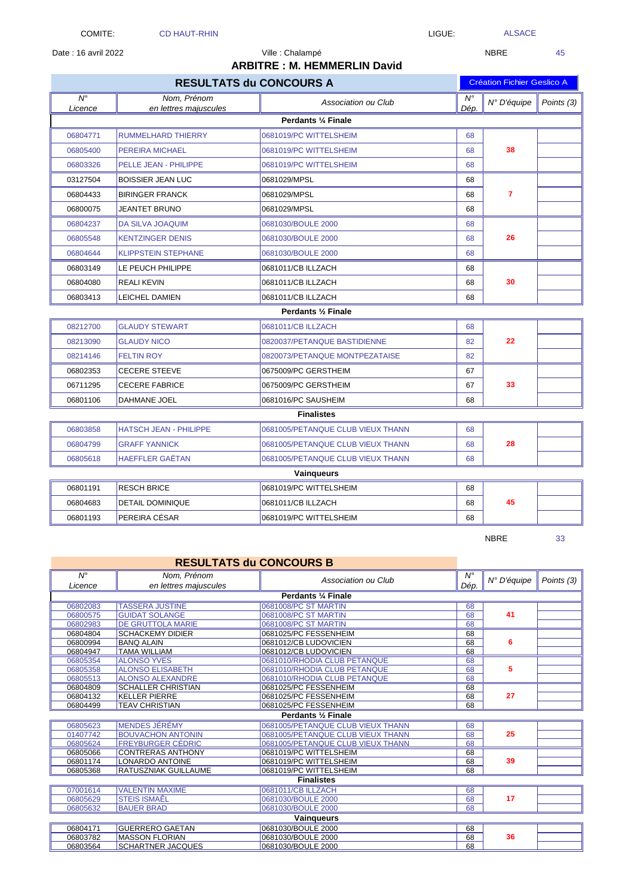COMITE: CD HAUT-RHIN LIGUE: ALSACE

Date : 16 avril 2022 Ville : Chalampé NBRE 45

**ARBITRE : M. HEMMERLIN David**

## RESULTATS du CONCOURS A

Création Fichier Geslico A

| N° Licence | Nom, Prénom en lettres majuscules | Association ou Club | N° Dép. | N° D'équipe | Points (3) |
|---|---|---|---|---|---|
| **Perdants ¼ Finale** | | | | | |
| 06804771 | RUMMELHARD THIERRY | 0681019/PC WITTELSHEIM | 68 | 38 | |
| 06805400 | PEREIRA MICHAEL | 0681019/PC WITTELSHEIM | 68 | | |
| 06803326 | PELLE JEAN - PHILIPPE | 0681019/PC WITTELSHEIM | 68 | | |
| 03127504 | BOISSIER JEAN LUC | 0681029/MPSL | 68 | 7 | |
| 06804433 | BIRINGER FRANCK | 0681029/MPSL | 68 | | |
| 06800075 | JEANTET BRUNO | 0681029/MPSL | 68 | | |
| 06804237 | DA SILVA JOAQUIM | 0681030/BOULE 2000 | 68 | 26 | |
| 06805548 | KENTZINGER DENIS | 0681030/BOULE 2000 | 68 | | |
| 06804644 | KLIPPSTEIN STEPHANE | 0681030/BOULE 2000 | 68 | | |
| 06803149 | LE PEUCH PHILIPPE | 0681011/CB ILLZACH | 68 | 30 | |
| 06804080 | REALI KEVIN | 0681011/CB ILLZACH | 68 | | |
| 06803413 | LEICHEL DAMIEN | 0681011/CB ILLZACH | 68 | | |
| **Perdants ½ Finale** | | | | | |
| 08212700 | GLAUDY STEWART | 0681011/CB ILLZACH | 68 | 22 | |
| 08213090 | GLAUDY NICO | 0820037/PETANQUE BASTIDIENNE | 82 | | |
| 08214146 | FELTIN ROY | 0820073/PETANQUE MONTPEZATAISE | 82 | | |
| 06802353 | CECERE STEEVE | 0675009/PC GERSTHEIM | 67 | 33 | |
| 06711295 | CECERE FABRICE | 0675009/PC GERSTHEIM | 67 | | |
| 06801106 | DAHMANE JOEL | 0681016/PC SAUSHEIM | 68 | | |
| **Finalistes** | | | | | |
| 06803858 | HATSCH JEAN - PHILIPPE | 0681005/PETANQUE CLUB VIEUX THANN | 68 | 28 | |
| 06804799 | GRAFF YANNICK | 0681005/PETANQUE CLUB VIEUX THANN | 68 | | |
| 06805618 | HAEFFLER GAËTAN | 0681005/PETANQUE CLUB VIEUX THANN | 68 | | |
| **Vainqueurs** | | | | | |
| 06801191 | RESCH BRICE | 0681019/PC WITTELSHEIM | 68 | 45 | |
| 06804683 | DETAIL DOMINIQUE | 0681011/CB ILLZACH | 68 | | |
| 06801193 | PEREIRA CÉSAR | 0681019/PC WITTELSHEIM | 68 | | |

NBRE 33

## RESULTATS du CONCOURS B

| N° Licence | Nom, Prénom en lettres majuscules | Association ou Club | N° Dép. | N° D'équipe | Points (3) |
|---|---|---|---|---|---|
| **Perdants ¼ Finale** | | | | | |
| 06802083 | TASSERA JUSTINE | 0681008/PC ST MARTIN | 68 | 41 | |
| 06800575 | GUIDAT SOLANGE | 0681008/PC ST MARTIN | 68 | | |
| 06802983 | DE GRUTTOLA MARIE | 0681008/PC ST MARTIN | 68 | | |
| 06804804 | SCHACKEMY DIDIER | 0681025/PC FESSENHEIM | 68 | 6 | |
| 06800994 | BANQ ALAIN | 0681012/CB LUDOVICIEN | 68 | | |
| 06804947 | TAMA WILLIAM | 0681012/CB LUDOVICIEN | 68 | | |
| 06805354 | ALONSO YVES | 0681010/RHODIA CLUB PETANQUE | 68 | 5 | |
| 06805358 | ALONSO ELISABETH | 0681010/RHODIA CLUB PETANQUE | 68 | | |
| 06805513 | ALONSO ALEXANDRE | 0681010/RHODIA CLUB PETANQUE | 68 | | |
| 06804809 | SCHALLER CHRISTIAN | 0681025/PC FESSENHEIM | 68 | 27 | |
| 06804132 | KELLER PIERRE | 0681025/PC FESSENHEIM | 68 | | |
| 06804499 | TEAV CHRISTIAN | 0681025/PC FESSENHEIM | 68 | | |
| **Perdants ½ Finale** | | | | | |
| 06805623 | MENDES JÉRÉMY | 0681005/PETANQUE CLUB VIEUX THANN | 68 | 25 | |
| 01407742 | BOUVACHON ANTONIN | 0681005/PETANQUE CLUB VIEUX THANN | 68 | | |
| 06805624 | FREYBURGER CÉDRIC | 0681005/PETANQUE CLUB VIEUX THANN | 68 | | |
| 06805066 | CONTRERAS ANTHONY | 0681019/PC WITTELSHEIM | 68 | 39 | |
| 06801174 | LONARDO ANTOINE | 0681019/PC WITTELSHEIM | 68 | | |
| 06805368 | RATUSZNIAK GUILLAUME | 0681019/PC WITTELSHEIM | 68 | | |
| **Finalistes** | | | | | |
| 07001614 | VALENTIN MAXIME | 0681011/CB ILLZACH | 68 | 17 | |
| 06805629 | STEIS ISMAËL | 0681030/BOULE 2000 | 68 | | |
| 06805632 | BAUER BRAD | 0681030/BOULE 2000 | 68 | | |
| **Vainqueurs** | | | | | |
| 06804171 | GUERRERO GAETAN | 0681030/BOULE 2000 | 68 | 36 | |
| 06803782 | MASSON FLORIAN | 0681030/BOULE 2000 | 68 | | |
| 06803564 | SCHARTNER JACQUES | 0681030/BOULE 2000 | 68 | | |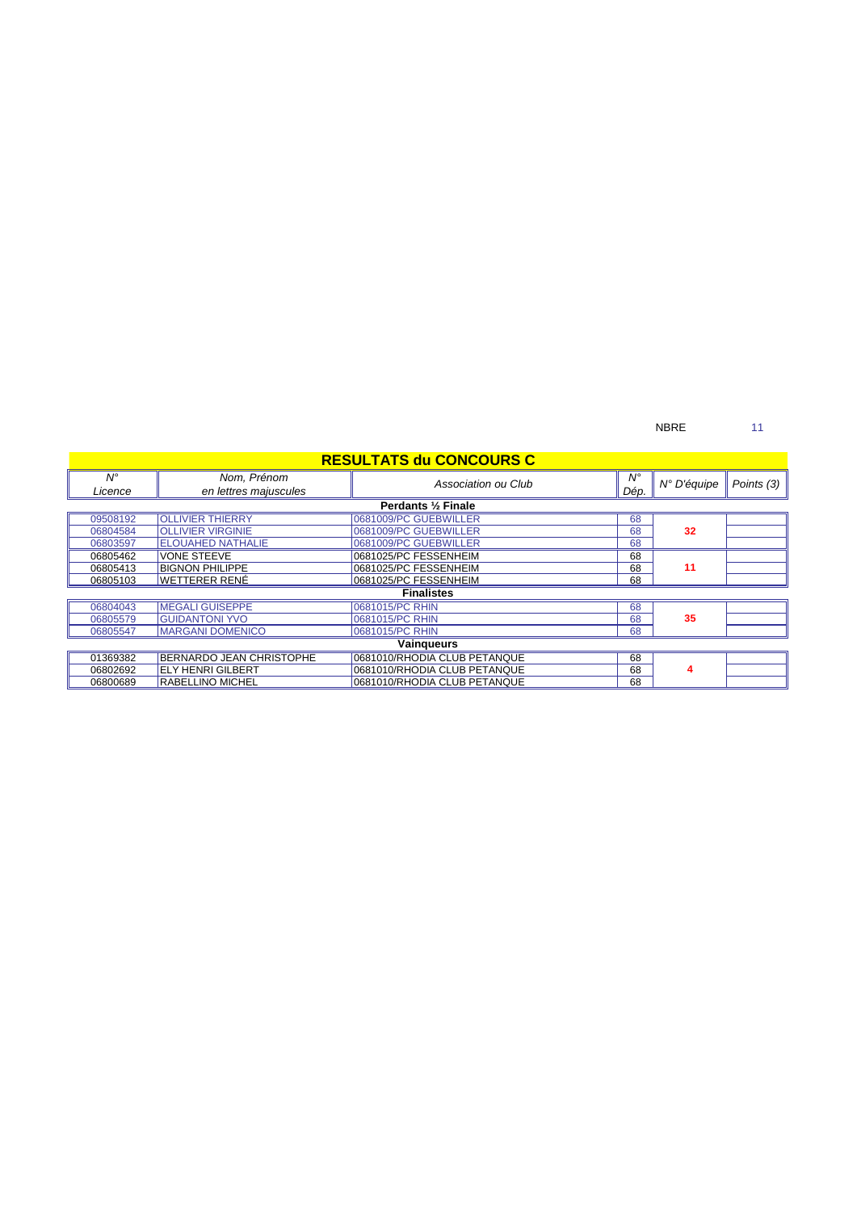NBRE 11

## RESULTATS du CONCOURS C

| *N° Licence* | *Nom, Prénom en lettres majuscules* | *Association ou Club* | *N° Dép.* | *N° D'équipe* | *Points (3)* |
|---|---|---|---|---|---|
| | | **Perdants ½ Finale** | | | |
| 09508192 | OLLIVIER THIERRY | 0681009/PC GUEBWILLER | 68 | | |
| 06804584 | OLLIVIER VIRGINIE | 0681009/PC GUEBWILLER | 68 | 32 | |
| 06803597 | ELOUAHED NATHALIE | 0681009/PC GUEBWILLER | 68 | | |
| 06805462 | VONE STEEVE | 0681025/PC FESSENHEIM | 68 | | |
| 06805413 | BIGNON PHILIPPE | 0681025/PC FESSENHEIM | 68 | 11 | |
| 06805103 | WETTERER RENÉ | 0681025/PC FESSENHEIM | 68 | | |
| | | **Finalistes** | | | |
| 06804043 | MEGALI GUISEPPE | 0681015/PC RHIN | 68 | | |
| 06805579 | GUIDANTONI YVO | 0681015/PC RHIN | 68 | 35 | |
| 06805547 | MARGANI DOMENICO | 0681015/PC RHIN | 68 | | |
| | | **Vainqueurs** | | | |
| 01369382 | BERNARDO JEAN CHRISTOPHE | 0681010/RHODIA CLUB PETANQUE | 68 | | |
| 06802692 | ELY HENRI GILBERT | 0681010/RHODIA CLUB PETANQUE | 68 | 4 | |
| 06800689 | RABELLINO MICHEL | 0681010/RHODIA CLUB PETANQUE | 68 | | |